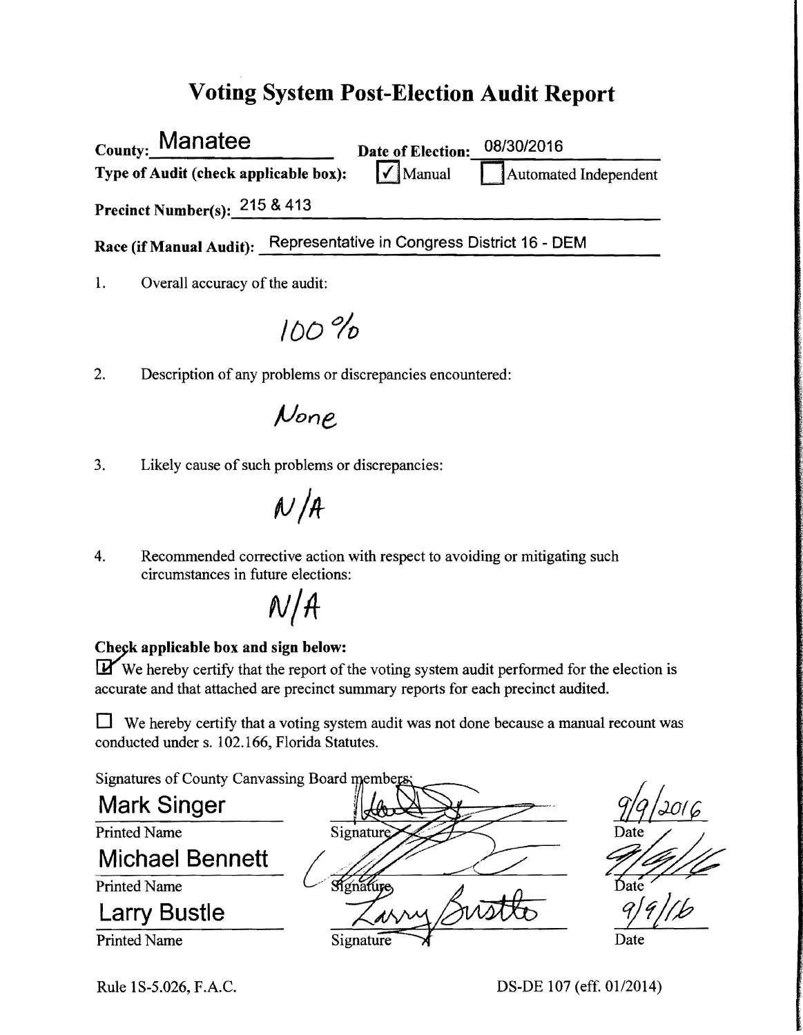# Voting System Post-Election Audit Report

**County:** Manatee **Date of Election:** 08/30/2016

**Type of Audit (check applicable box):** ☑ Manual ☐ Automated Independent

**Precinct Number(s):** 215 & 413

**Race (if Manual Audit):** Representative in Congress District 16 - DEM

1. Overall accuracy of the audit:

   100 %

2. Description of any problems or discrepancies encountered:

   None

3. Likely cause of such problems or discrepancies:

   N/A

4. Recommended corrective action with respect to avoiding or mitigating such circumstances in future elections:

   N/A

**Check applicable box and sign below:**

☑ We hereby certify that the report of the voting system audit performed for the election is accurate and that attached are precinct summary reports for each precinct audited.

☐ We hereby certify that a voting system audit was not done because a manual recount was conducted under s. 102.166, Florida Statutes.

Signatures of County Canvassing Board members:

| Printed Name | Signature | Date |
|---|---|---|
| Mark Singer | [signature] | 9/9/2016 |
| Michael Bennett | [signature] | 9/9/16 |
| Larry Bustle | Larry Bustle | 9/9/16 |

Rule 1S-5.026, F.A.C.

DS-DE 107 (eff. 01/2014)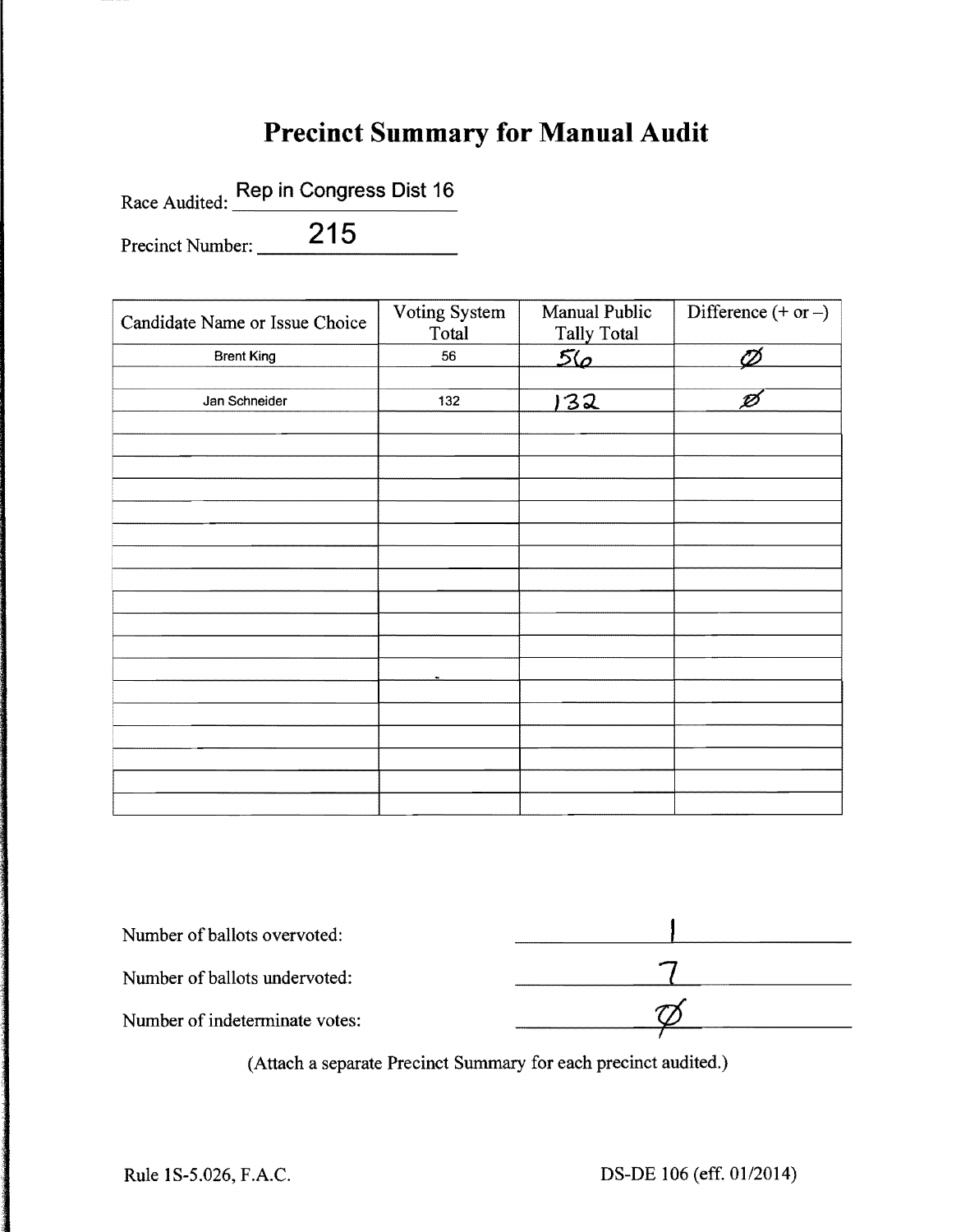# Precinct Summary for Manual Audit

Race Audited: Rep in Congress Dist 16

Precinct Number: 215

| Candidate Name or Issue Choice | Voting System Total | Manual Public Tally Total | Difference (+ or –) |
|---|---|---|---|
| Brent King | 56 | 56 | Ø |
| | | | |
| Jan Schneider | 132 | 132 | Ø |
| | | | |
| | | | |
| | | | |
| | | | |
| | | | |
| | | | |
| | | | |
| | | | |
| | | | |
| | | | |
| | | | |
| | | | |
| | | | |
| | | | |
| | | | |
| | | | |
| | | | |

Number of ballots overvoted: 1

Number of ballots undervoted: 7

Number of indeterminate votes: Ø

(Attach a separate Precinct Summary for each precinct audited.)

Rule 1S-5.026, F.A.C.

DS-DE 106 (eff. 01/2014)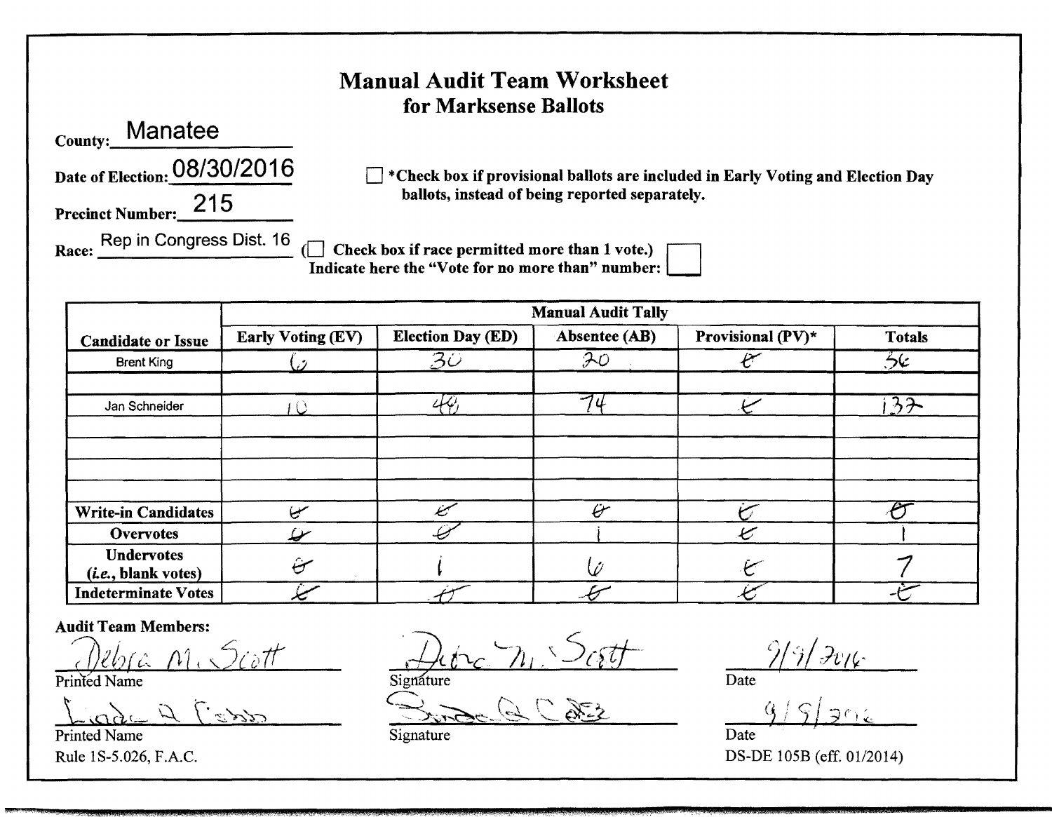# Manual Audit Team Worksheet
## for Marksense Ballots

County: Manatee

Date of Election: 08/30/2016

Precinct Number: 215

Race: Rep in Congress Dist. 16

☐ *Check box if provisional ballots are included in Early Voting and Election Day ballots, instead of being reported separately.

(☐ Check box if race permitted more than 1 vote.)
Indicate here the "Vote for no more than" number: ☐

| Candidate or Issue | Manual Audit Tally | | | | |
|---|---|---|---|---|---|
| | Early Voting (EV) | Election Day (ED) | Absentee (AB) | Provisional (PV)* | Totals |
| Brent King | 6 | 30 | 20 | 0 | 56 |
| | | | | | |
| Jan Schneider | 10 | 48 | 74 | 0 | 132 |
| | | | | | |
| | | | | | |
| | | | | | |
| | | | | | |
| **Write-in Candidates** | 0 | 0 | 0 | 0 | 0 |
| **Overvotes** | 0 | 0 | 1 | 0 | 1 |
| **Undervotes** (*i.e.*, blank votes) | 0 | 1 | 6 | 0 | 7 |
| **Indeterminate Votes** | 0 | 0 | 0 | 0 | 0 |

**Audit Team Members:**

Debra M. Scott — Printed Name
Debra M. Scott — Signature
9/9/2016 — Date

Linda A Cobb — Printed Name
[Signature] — Signature
9/9/2016 — Date

Rule 1S-5.026, F.A.C.

DS-DE 105B (eff. 01/2014)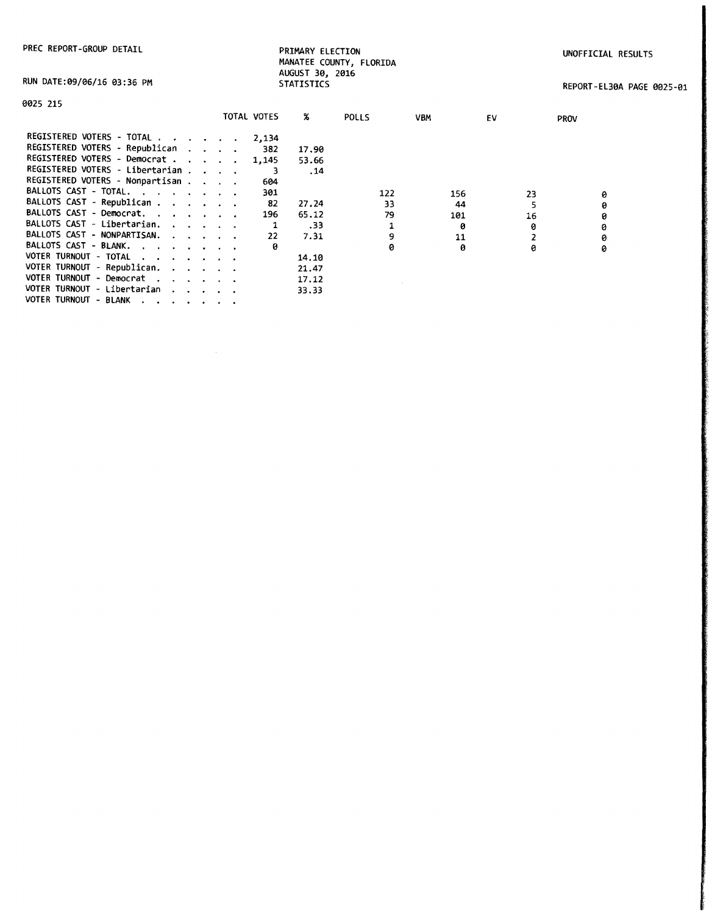PREC REPORT-GROUP DETAIL

PRIMARY ELECTION
MANATEE COUNTY, FLORIDA
AUGUST 30, 2016
STATISTICS

UNOFFICIAL RESULTS

RUN DATE:09/06/16 03:36 PM

REPORT-EL30A PAGE 0025-01

0025 215

| | TOTAL VOTES | % | POLLS | VBM | EV | PROV |
|---|---|---|---|---|---|---|
| REGISTERED VOTERS - TOTAL . . . . . . . | 2,134 | | | | | |
| REGISTERED VOTERS - Republican . . . . | 382 | 17.90 | | | | |
| REGISTERED VOTERS - Democrat . . . . . | 1,145 | 53.66 | | | | |
| REGISTERED VOTERS - Libertarian . . . . | 3 | .14 | | | | |
| REGISTERED VOTERS - Nonpartisan . . . . | 604 | | | | | |
| BALLOTS CAST - TOTAL. . . . . . . . . | 301 | | 122 | 156 | 23 | 0 |
| BALLOTS CAST - Republican . . . . . . . | 82 | 27.24 | 33 | 44 | 5 | 0 |
| BALLOTS CAST - Democrat. . . . . . . . | 196 | 65.12 | 79 | 101 | 16 | 0 |
| BALLOTS CAST - Libertarian. . . . . . . | 1 | .33 | 1 | 0 | 0 | 0 |
| BALLOTS CAST - NONPARTISAN. . . . . . . | 22 | 7.31 | 9 | 11 | 2 | 0 |
| BALLOTS CAST - BLANK. . . . . . . . . | 0 | | 0 | 0 | 0 | 0 |
| VOTER TURNOUT - TOTAL . . . . . . . . | | 14.10 | | | | |
| VOTER TURNOUT - Republican. . . . . . . | | 21.47 | | | | |
| VOTER TURNOUT - Democrat . . . . . . . | | 17.12 | | | | |
| VOTER TURNOUT - Libertarian . . . . . . | | 33.33 | | | | |
| VOTER TURNOUT - BLANK . . . . . . . . | | | | | | |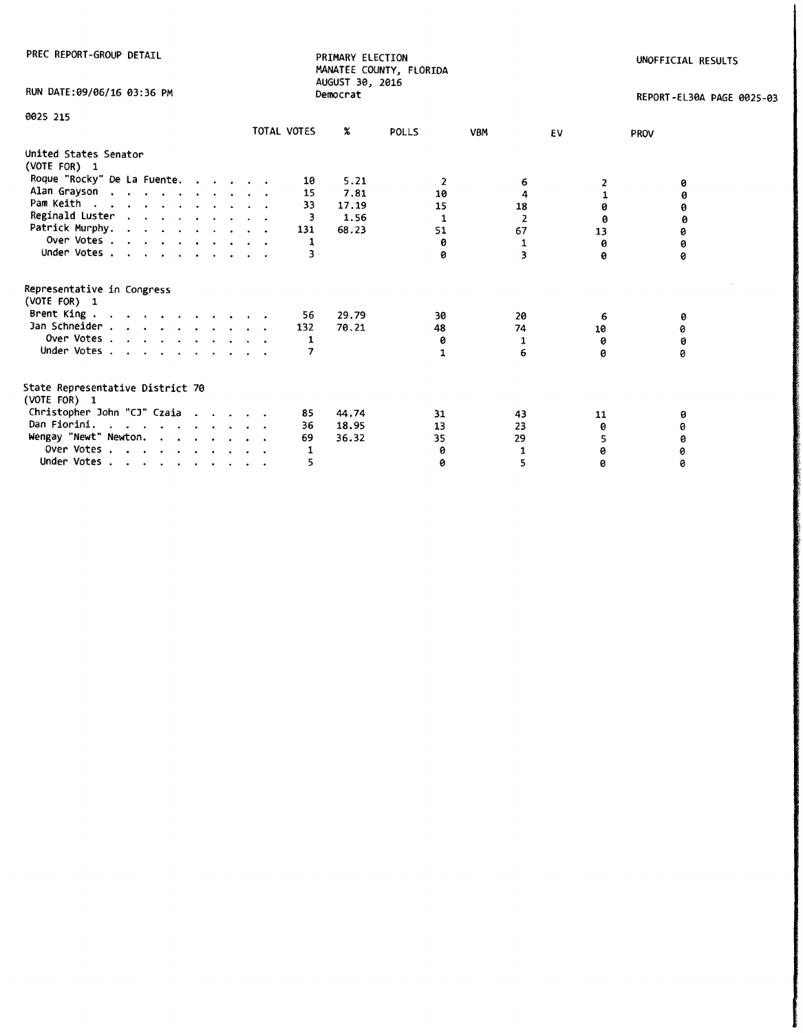PREC REPORT-GROUP DETAIL

PRIMARY ELECTION
MANATEE COUNTY, FLORIDA
AUGUST 30, 2016
Democrat

UNOFFICIAL RESULTS

RUN DATE:09/06/16 03:36 PM

REPORT-EL30A PAGE 0025-03

0025 215

### United States Senator
(VOTE FOR) 1

| | TOTAL VOTES | % | POLLS | VBM | EV | PROV |
|---|---|---|---|---|---|---|
| Roque "Rocky" De La Fuente | 10 | 5.21 | 2 | 6 | 2 | 0 |
| Alan Grayson | 15 | 7.81 | 10 | 4 | 1 | 0 |
| Pam Keith | 33 | 17.19 | 15 | 18 | 0 | 0 |
| Reginald Luster | 3 | 1.56 | 1 | 2 | 0 | 0 |
| Patrick Murphy | 131 | 68.23 | 51 | 67 | 13 | 0 |
| Over Votes | 1 | | 0 | 1 | 0 | 0 |
| Under Votes | 3 | | 0 | 3 | 0 | 0 |

### Representative in Congress
(VOTE FOR) 1

| | TOTAL VOTES | % | POLLS | VBM | EV | PROV |
|---|---|---|---|---|---|---|
| Brent King | 56 | 29.79 | 30 | 20 | 6 | 0 |
| Jan Schneider | 132 | 70.21 | 48 | 74 | 10 | 0 |
| Over Votes | 1 | | 0 | 1 | 0 | 0 |
| Under Votes | 7 | | 1 | 6 | 0 | 0 |

### State Representative District 70
(VOTE FOR) 1

| | TOTAL VOTES | % | POLLS | VBM | EV | PROV |
|---|---|---|---|---|---|---|
| Christopher John "CJ" Czaia | 85 | 44.74 | 31 | 43 | 11 | 0 |
| Dan Fiorini | 36 | 18.95 | 13 | 23 | 0 | 0 |
| Wengay "Newt" Newton | 69 | 36.32 | 35 | 29 | 5 | 0 |
| Over Votes | 1 | | 0 | 1 | 0 | 0 |
| Under Votes | 5 | | 0 | 5 | 0 | 0 |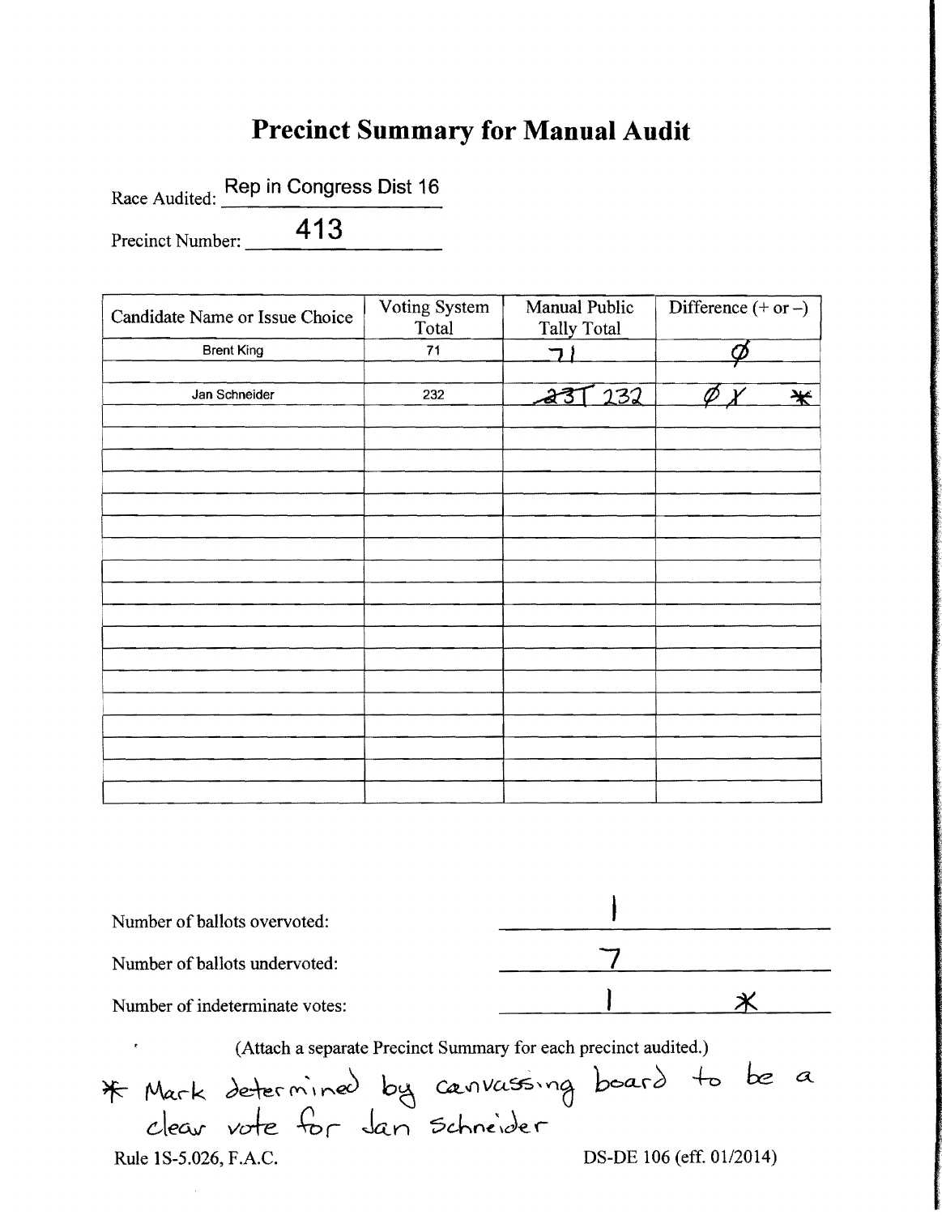# Precinct Summary for Manual Audit

Race Audited: Rep in Congress Dist 16

Precinct Number: 413

| Candidate Name or Issue Choice | Voting System Total | Manual Public Tally Total | Difference (+ or –) |
|---|---|---|---|
| Brent King | 71 | 71 | Ø |
| | | | |
| Jan Schneider | 232 | ~~231~~ 232 | Ø ~~1~~ * |
| | | | |
| | | | |
| | | | |
| | | | |
| | | | |
| | | | |
| | | | |
| | | | |
| | | | |
| | | | |
| | | | |
| | | | |
| | | | |
| | | | |
| | | | |
| | | | |

Number of ballots overvoted: 1

Number of ballots undervoted: 7

Number of indeterminate votes: 1 *

(Attach a separate Precinct Summary for each precinct audited.)

* Mark determined by canvassing board to be a clear vote for Jan Schneider

Rule 1S-5.026, F.A.C.

DS-DE 106 (eff. 01/2014)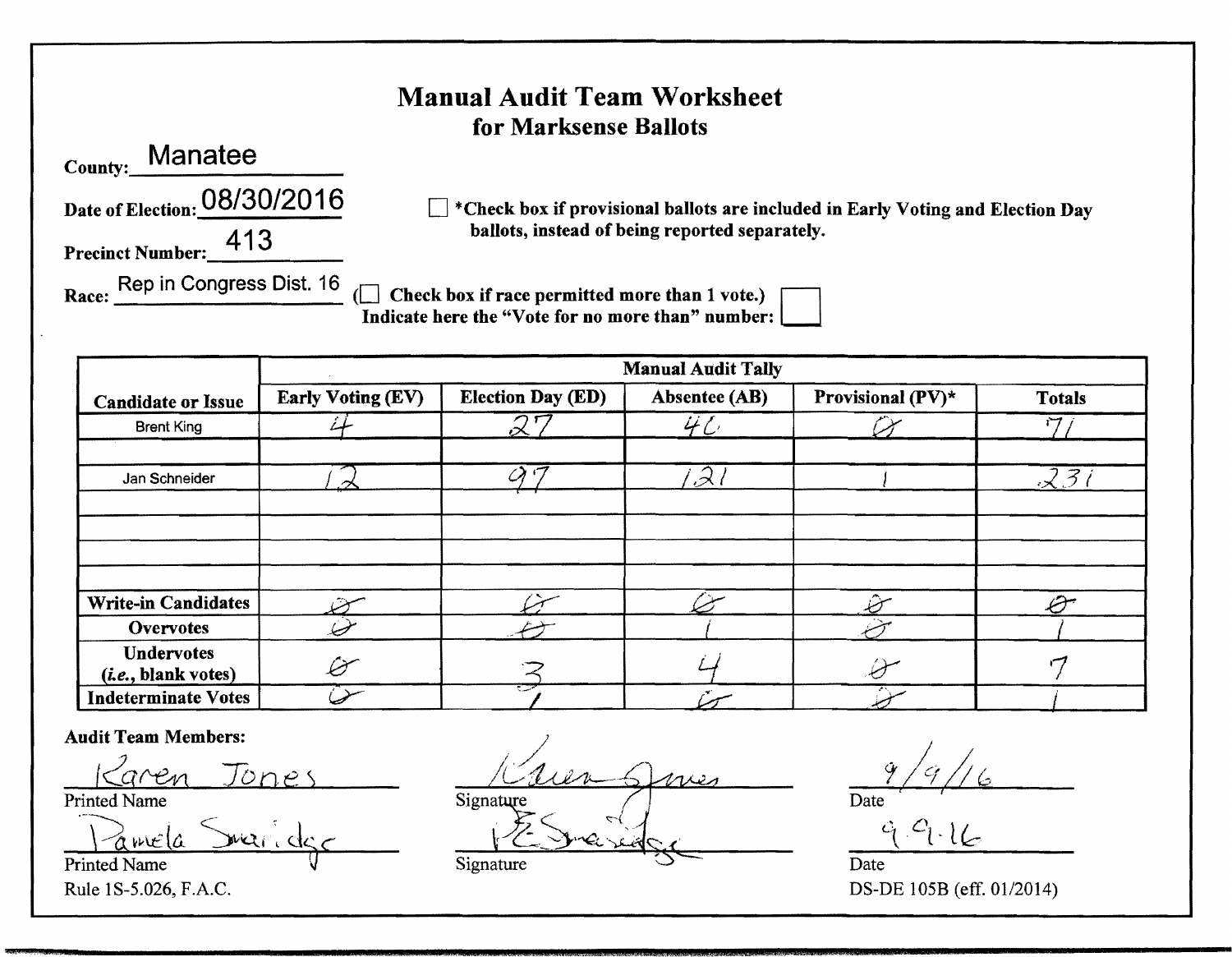# Manual Audit Team Worksheet
## for Marksense Ballots

County: Manatee

Date of Election: 08/30/2016

Precinct Number: 413

Race: Rep in Congress Dist. 16

☐ *Check box if provisional ballots are included in Early Voting and Election Day ballots, instead of being reported separately.

(☐ Check box if race permitted more than 1 vote.) Indicate here the "Vote for no more than" number: ☐

| Candidate or Issue | Manual Audit Tally | | | | |
|---|---|---|---|---|---|
| | Early Voting (EV) | Election Day (ED) | Absentee (AB) | Provisional (PV)* | Totals |
| Brent King | 4 | 27 | 40 | 0 | 71 |
| | | | | | |
| Jan Schneider | 12 | 97 | 121 | 1 | 231 |
| | | | | | |
| | | | | | |
| | | | | | |
| | | | | | |
| **Write-in Candidates** | 0 | 0 | 0 | 0 | 0 |
| **Overvotes** | 0 | 0 | 1 | 0 | 1 |
| **Undervotes (*i.e.*, blank votes)** | 0 | 3 | 4 | 0 | 7 |
| **Indeterminate Votes** | 0 | 1 | 0 | 0 | 1 |

**Audit Team Members:**

| Printed Name | Signature | Date |
|---|---|---|
| Karen Jones | Karen Jones | 9/9/16 |
| Pamela Smaridge | P.E. Smaridge | 9.9.16 |

Rule 1S-5.026, F.A.C.

DS-DE 105B (eff. 01/2014)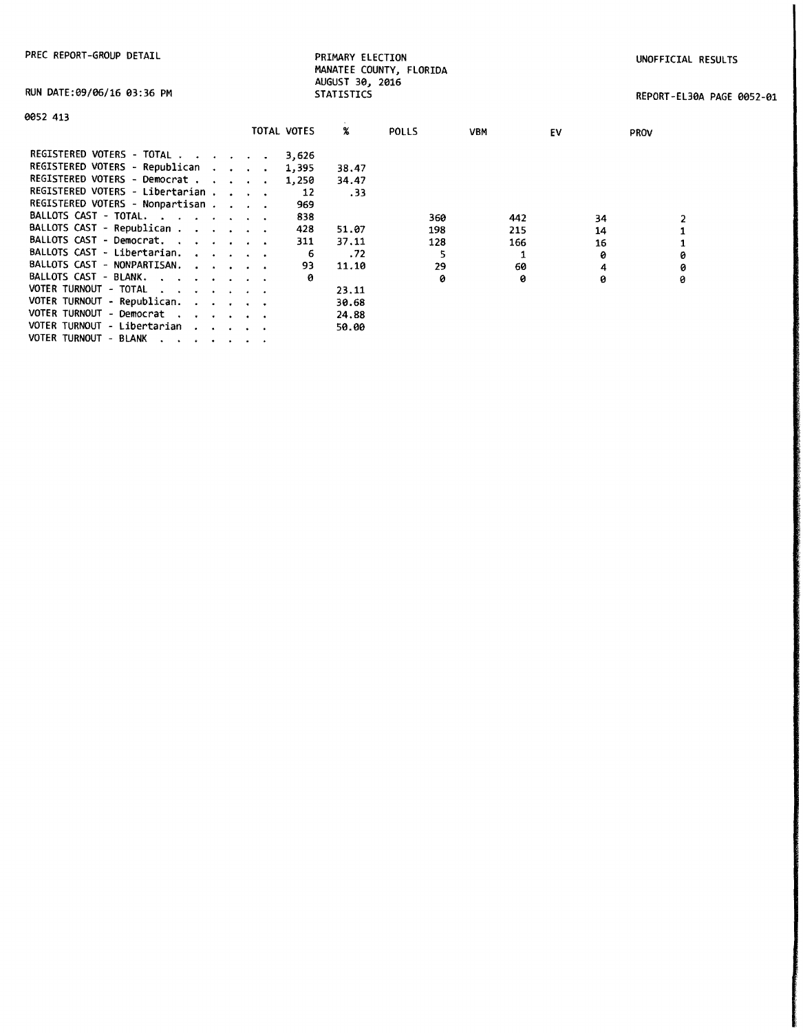PREC REPORT-GROUP DETAIL

RUN DATE:09/06/16 03:36 PM

PRIMARY ELECTION
MANATEE COUNTY, FLORIDA
AUGUST 30, 2016
STATISTICS

UNOFFICIAL RESULTS

REPORT-EL30A PAGE 0052-01

0052 413

| | TOTAL VOTES | % | POLLS | VBM | EV | PROV |
|---|---|---|---|---|---|---|
| REGISTERED VOTERS - TOTAL . . . . . . | 3,626 | | | | | |
| REGISTERED VOTERS - Republican . . . . | 1,395 | 38.47 | | | | |
| REGISTERED VOTERS - Democrat . . . . . | 1,250 | 34.47 | | | | |
| REGISTERED VOTERS - Libertarian . . . . | 12 | .33 | | | | |
| REGISTERED VOTERS - Nonpartisan . . . . | 969 | | | | | |
| BALLOTS CAST - TOTAL. . . . . . . . | 838 | | 360 | 442 | 34 | 2 |
| BALLOTS CAST - Republican . . . . . . | 428 | 51.07 | 198 | 215 | 14 | 1 |
| BALLOTS CAST - Democrat. . . . . . . | 311 | 37.11 | 128 | 166 | 16 | 1 |
| BALLOTS CAST - Libertarian. . . . . . | 6 | .72 | 5 | 1 | 0 | 0 |
| BALLOTS CAST - NONPARTISAN. . . . . . | 93 | 11.10 | 29 | 60 | 4 | 0 |
| BALLOTS CAST - BLANK. . . . . . . . | 0 | | 0 | 0 | 0 | 0 |
| VOTER TURNOUT - TOTAL . . . . . . . | | 23.11 | | | | |
| VOTER TURNOUT - Republican. . . . . . | | 30.68 | | | | |
| VOTER TURNOUT - Democrat . . . . . . | | 24.88 | | | | |
| VOTER TURNOUT - Libertarian . . . . . | | 50.00 | | | | |
| VOTER TURNOUT - BLANK . . . . . . . | | | | | | |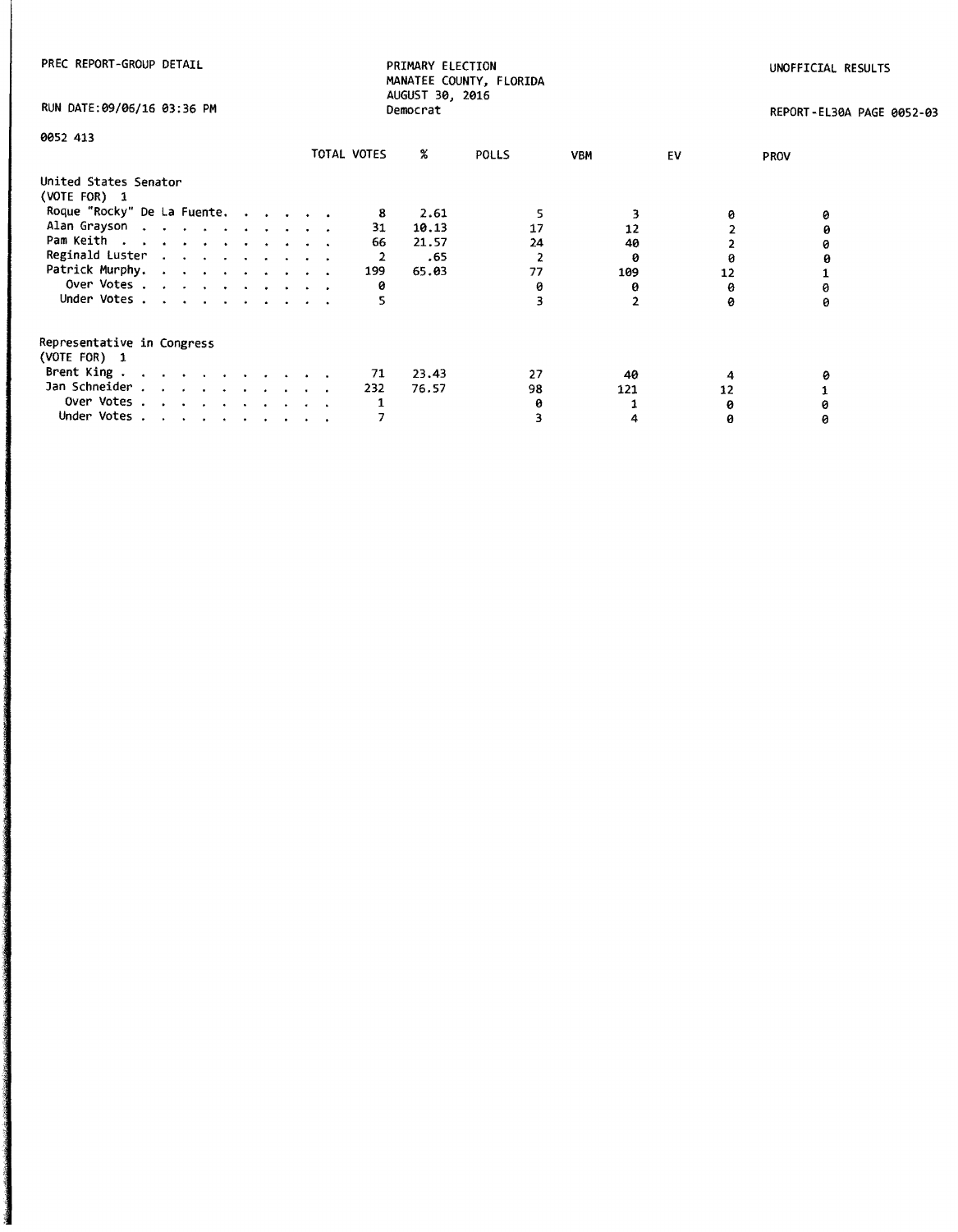PREC REPORT-GROUP DETAIL

PRIMARY ELECTION
MANATEE COUNTY, FLORIDA
AUGUST 30, 2016
Democrat

UNOFFICIAL RESULTS

RUN DATE:09/06/16 03:36 PM

REPORT-EL30A PAGE 0052-03

0052 413

| | TOTAL VOTES | % | POLLS | VBM | EV | PROV |
|---|---|---|---|---|---|---|
| **United States Senator** | | | | | | |
| (VOTE FOR) 1 | | | | | | |
| Roque "Rocky" De La Fuente | 8 | 2.61 | 5 | 3 | 0 | 0 |
| Alan Grayson | 31 | 10.13 | 17 | 12 | 2 | 0 |
| Pam Keith | 66 | 21.57 | 24 | 40 | 2 | 0 |
| Reginald Luster | 2 | .65 | 2 | 0 | 0 | 0 |
| Patrick Murphy | 199 | 65.03 | 77 | 109 | 12 | 1 |
| Over Votes | 0 | | 0 | 0 | 0 | 0 |
| Under Votes | 5 | | 3 | 2 | 0 | 0 |
| **Representative in Congress** | | | | | | |
| (VOTE FOR) 1 | | | | | | |
| Brent King | 71 | 23.43 | 27 | 40 | 4 | 0 |
| Jan Schneider | 232 | 76.57 | 98 | 121 | 12 | 1 |
| Over Votes | 1 | | 0 | 1 | 0 | 0 |
| Under Votes | 7 | | 3 | 4 | 0 | 0 |